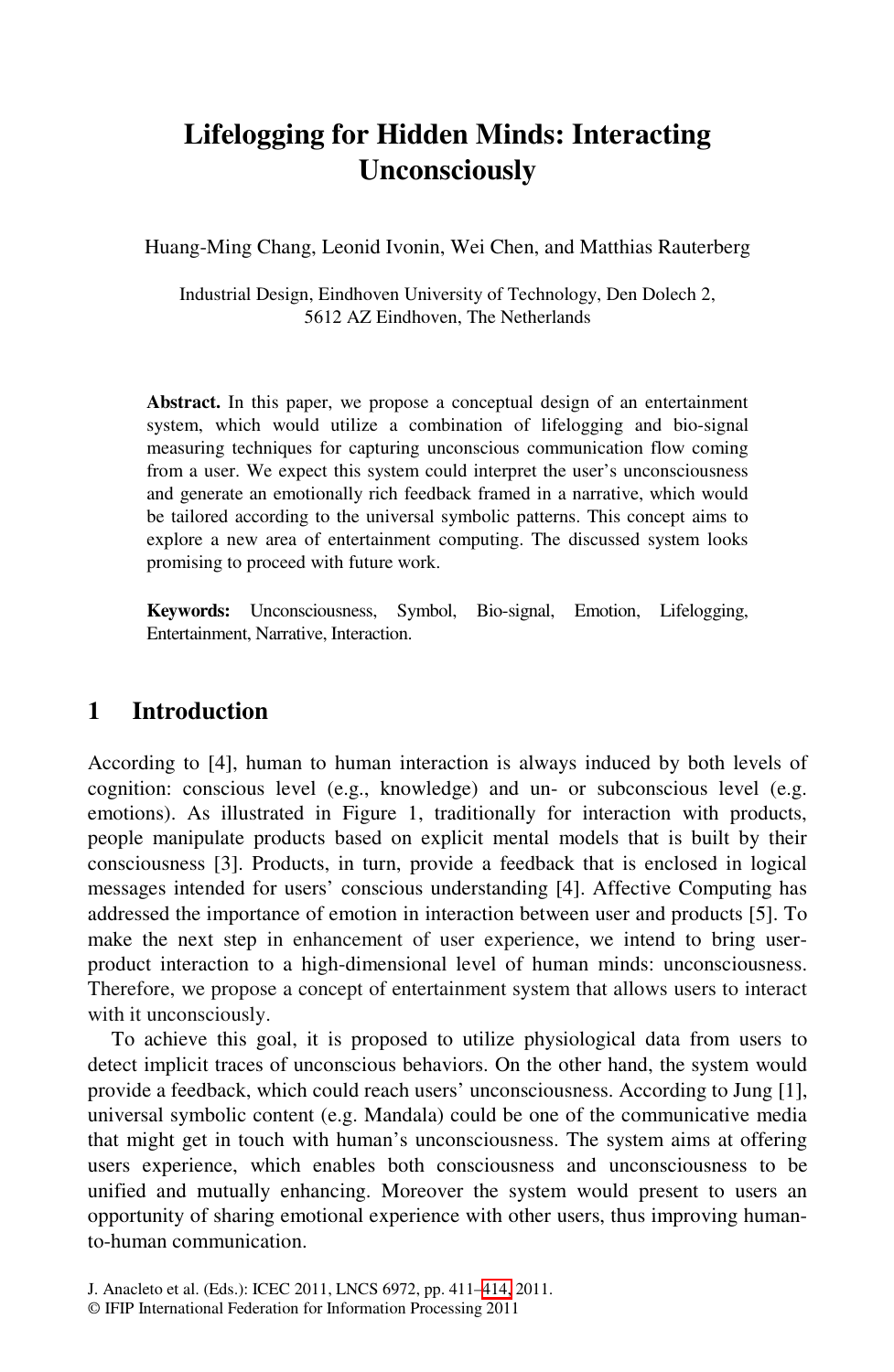# Lifelogging for Hidden Minds: Interacting Unconsciously

Huang-Ming Chang, Leonid Ivonin, Wei Chen, and Matthias Rauterberg

Industrial Design, Eindhoven University of Technology, Den Dolech 2,
5612 AZ Eindhoven, The Netherlands

**Abstract.** In this paper, we propose a conceptual design of an entertainment system, which would utilize a combination of lifelogging and bio-signal measuring techniques for capturing unconscious communication flow coming from a user. We expect this system could interpret the user's unconsciousness and generate an emotionally rich feedback framed in a narrative, which would be tailored according to the universal symbolic patterns. This concept aims to explore a new area of entertainment computing. The discussed system looks promising to proceed with future work.

**Keywords:** Unconsciousness, Symbol, Bio-signal, Emotion, Lifelogging, Entertainment, Narrative, Interaction.

## 1 Introduction

According to [4], human to human interaction is always induced by both levels of cognition: conscious level (e.g., knowledge) and un- or subconscious level (e.g. emotions). As illustrated in Figure 1, traditionally for interaction with products, people manipulate products based on explicit mental models that is built by their consciousness [3]. Products, in turn, provide a feedback that is enclosed in logical messages intended for users' conscious understanding [4]. Affective Computing has addressed the importance of emotion in interaction between user and products [5]. To make the next step in enhancement of user experience, we intend to bring user-product interaction to a high-dimensional level of human minds: unconsciousness. Therefore, we propose a concept of entertainment system that allows users to interact with it unconsciously.

To achieve this goal, it is proposed to utilize physiological data from users to detect implicit traces of unconscious behaviors. On the other hand, the system would provide a feedback, which could reach users' unconsciousness. According to Jung [1], universal symbolic content (e.g. Mandala) could be one of the communicative media that might get in touch with human's unconsciousness. The system aims at offering users experience, which enables both consciousness and unconsciousness to be unified and mutually enhancing. Moreover the system would present to users an opportunity of sharing emotional experience with other users, thus improving human-to-human communication.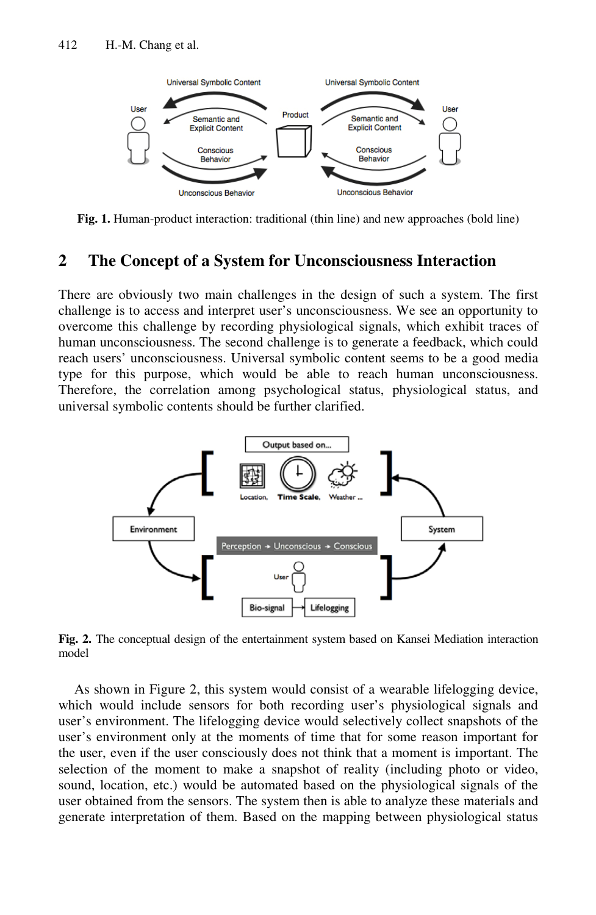Fig. 1. Human-product interaction: traditional (thin line) and new approaches (bold line)

## 2 The Concept of a System for Unconsciousness Interaction

There are obviously two main challenges in the design of such a system. The first challenge is to access and interpret user's unconsciousness. We see an opportunity to overcome this challenge by recording physiological signals, which exhibit traces of human unconsciousness. The second challenge is to generate a feedback, which could reach users' unconsciousness. Universal symbolic content seems to be a good media type for this purpose, which would be able to reach human unconsciousness. Therefore, the correlation among psychological status, physiological status, and universal symbolic contents should be further clarified.

**Fig. 2.** The conceptual design of the entertainment system based on Kansei Mediation interaction model

As shown in Figure 2, this system would consist of a wearable lifelogging device, which would include sensors for both recording user's physiological signals and user's environment. The lifelogging device would selectively collect snapshots of the user's environment only at the moments of time that for some reason important for the user, even if the user consciously does not think that a moment is important. The selection of the moment to make a snapshot of reality (including photo or video, sound, location, etc.) would be automated based on the physiological signals of the user obtained from the sensors. The system then is able to analyze these materials and generate interpretation of them. Based on the mapping between physiological status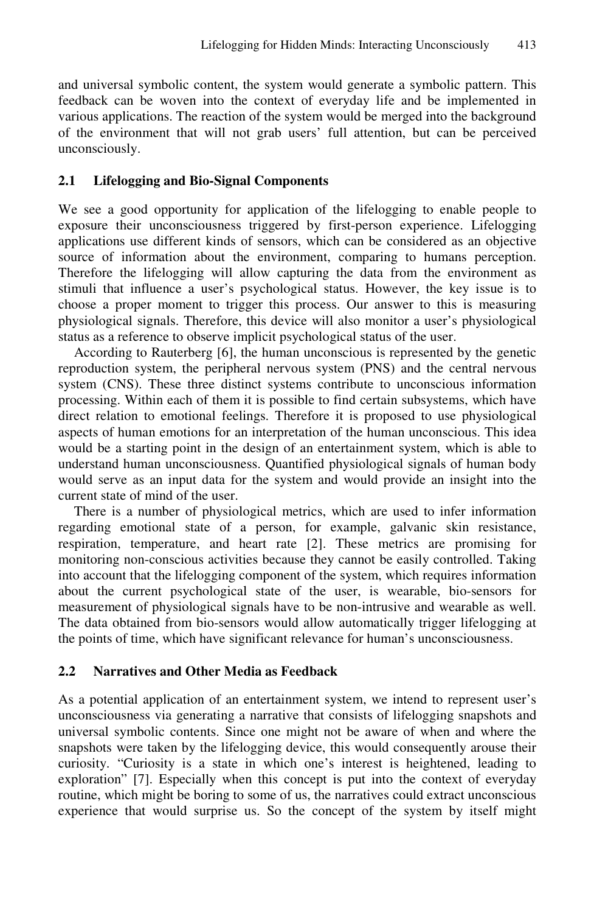and universal symbolic content, the system would generate a symbolic pattern. This feedback can be woven into the context of everyday life and be implemented in various applications. The reaction of the system would be merged into the background of the environment that will not grab users' full attention, but can be perceived unconsciously.

## 2.1 Lifelogging and Bio-Signal Components

We see a good opportunity for application of the lifelogging to enable people to exposure their unconsciousness triggered by first-person experience. Lifelogging applications use different kinds of sensors, which can be considered as an objective source of information about the environment, comparing to humans perception. Therefore the lifelogging will allow capturing the data from the environment as stimuli that influence a user's psychological status. However, the key issue is to choose a proper moment to trigger this process. Our answer to this is measuring physiological signals. Therefore, this device will also monitor a user's physiological status as a reference to observe implicit psychological status of the user.

According to Rauterberg [6], the human unconscious is represented by the genetic reproduction system, the peripheral nervous system (PNS) and the central nervous system (CNS). These three distinct systems contribute to unconscious information processing. Within each of them it is possible to find certain subsystems, which have direct relation to emotional feelings. Therefore it is proposed to use physiological aspects of human emotions for an interpretation of the human unconscious. This idea would be a starting point in the design of an entertainment system, which is able to understand human unconsciousness. Quantified physiological signals of human body would serve as an input data for the system and would provide an insight into the current state of mind of the user.

There is a number of physiological metrics, which are used to infer information regarding emotional state of a person, for example, galvanic skin resistance, respiration, temperature, and heart rate [2]. These metrics are promising for monitoring non-conscious activities because they cannot be easily controlled. Taking into account that the lifelogging component of the system, which requires information about the current psychological state of the user, is wearable, bio-sensors for measurement of physiological signals have to be non-intrusive and wearable as well. The data obtained from bio-sensors would allow automatically trigger lifelogging at the points of time, which have significant relevance for human's unconsciousness.

## 2.2 Narratives and Other Media as Feedback

As a potential application of an entertainment system, we intend to represent user's unconsciousness via generating a narrative that consists of lifelogging snapshots and universal symbolic contents. Since one might not be aware of when and where the snapshots were taken by the lifelogging device, this would consequently arouse their curiosity. "Curiosity is a state in which one's interest is heightened, leading to exploration" [7]. Especially when this concept is put into the context of everyday routine, which might be boring to some of us, the narratives could extract unconscious experience that would surprise us. So the concept of the system by itself might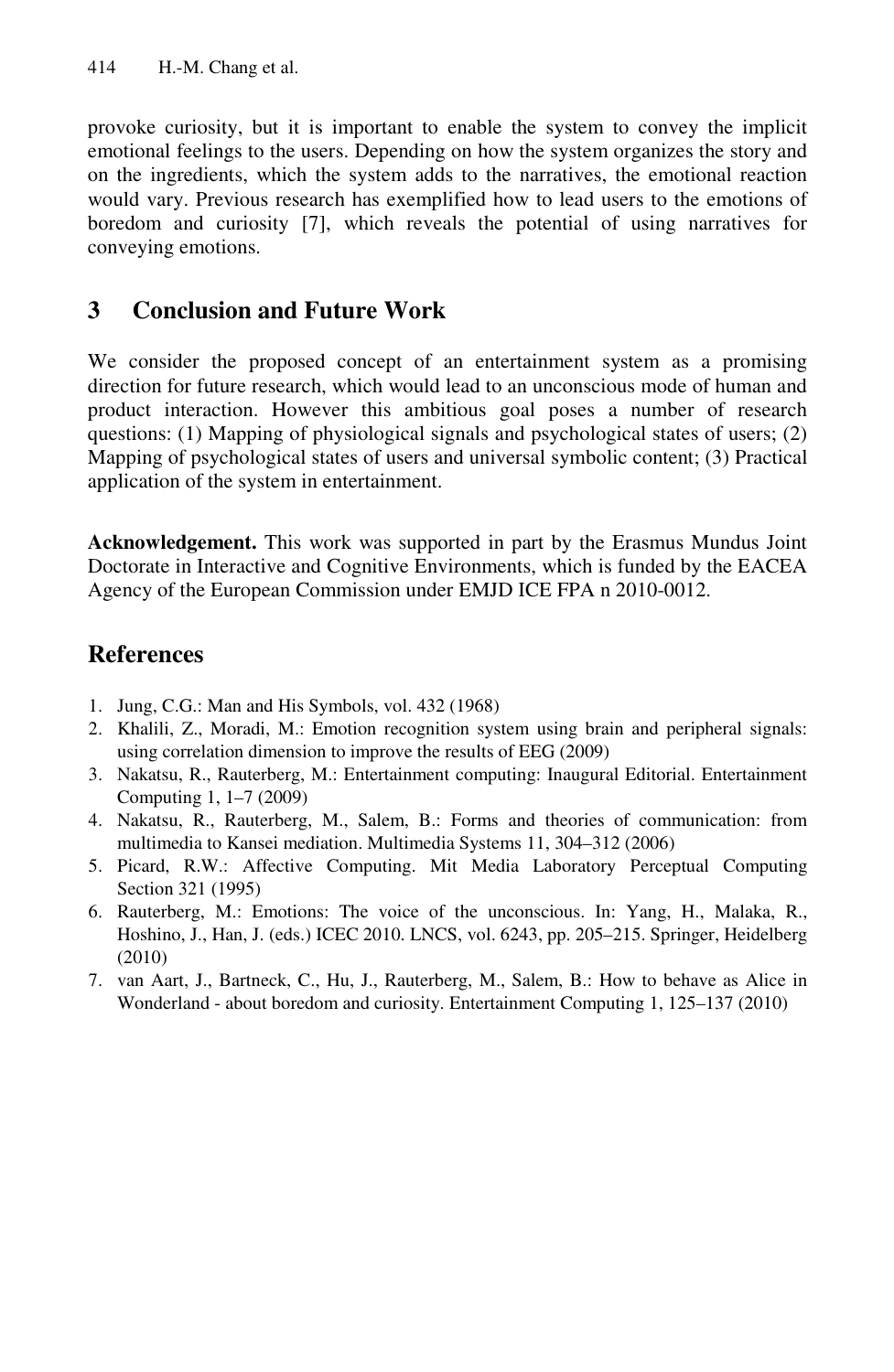provoke curiosity, but it is important to enable the system to convey the implicit emotional feelings to the users. Depending on how the system organizes the story and on the ingredients, which the system adds to the narratives, the emotional reaction would vary. Previous research has exemplified how to lead users to the emotions of boredom and curiosity [7], which reveals the potential of using narratives for conveying emotions.

## 3 Conclusion and Future Work

We consider the proposed concept of an entertainment system as a promising direction for future research, which would lead to an unconscious mode of human and product interaction. However this ambitious goal poses a number of research questions: (1) Mapping of physiological signals and psychological states of users; (2) Mapping of psychological states of users and universal symbolic content; (3) Practical application of the system in entertainment.

**Acknowledgement.** This work was supported in part by the Erasmus Mundus Joint Doctorate in Interactive and Cognitive Environments, which is funded by the EACEA Agency of the European Commission under EMJD ICE FPA n 2010-0012.

## References

1. Jung, C.G.: Man and His Symbols, vol. 432 (1968)
2. Khalili, Z., Moradi, M.: Emotion recognition system using brain and peripheral signals: using correlation dimension to improve the results of EEG (2009)
3. Nakatsu, R., Rauterberg, M.: Entertainment computing: Inaugural Editorial. Entertainment Computing 1, 1–7 (2009)
4. Nakatsu, R., Rauterberg, M., Salem, B.: Forms and theories of communication: from multimedia to Kansei mediation. Multimedia Systems 11, 304–312 (2006)
5. Picard, R.W.: Affective Computing. Mit Media Laboratory Perceptual Computing Section 321 (1995)
6. Rauterberg, M.: Emotions: The voice of the unconscious. In: Yang, H., Malaka, R., Hoshino, J., Han, J. (eds.) ICEC 2010. LNCS, vol. 6243, pp. 205–215. Springer, Heidelberg (2010)
7. van Aart, J., Bartneck, C., Hu, J., Rauterberg, M., Salem, B.: How to behave as Alice in Wonderland - about boredom and curiosity. Entertainment Computing 1, 125–137 (2010)